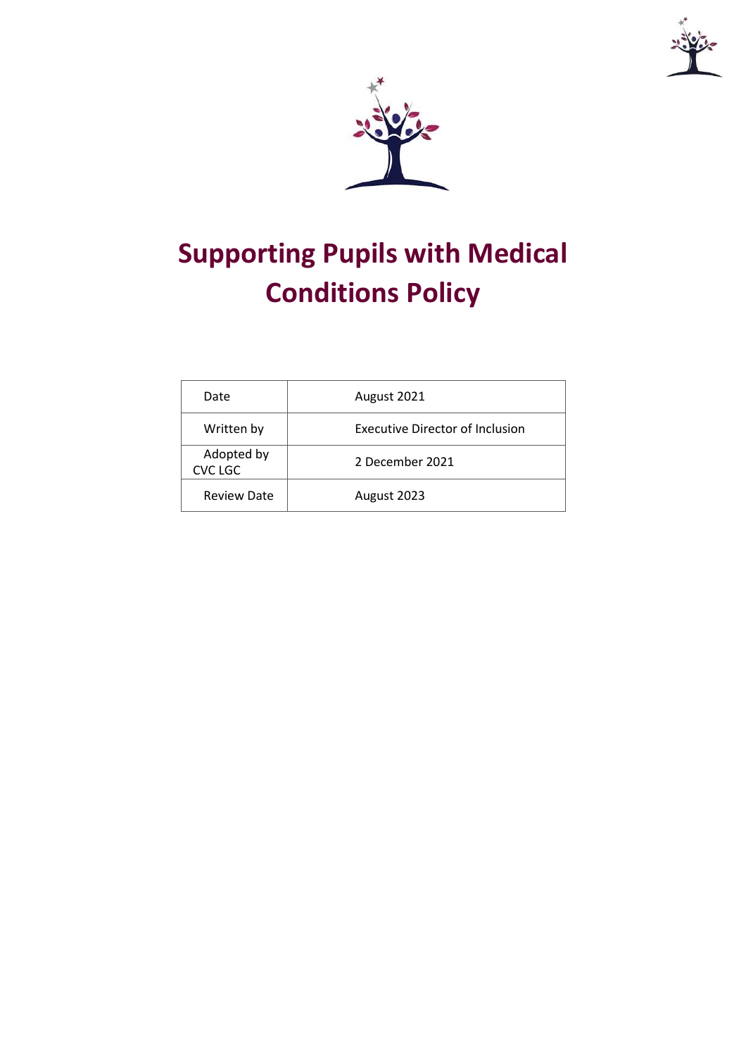# Supporting Pupils with Medical Conditions Policy

| Date | August 2021 |
|---|---|
| Written by | Executive Director of Inclusion |
| Adopted by CVC LGC | 2 December 2021 |
| Review Date | August 2023 |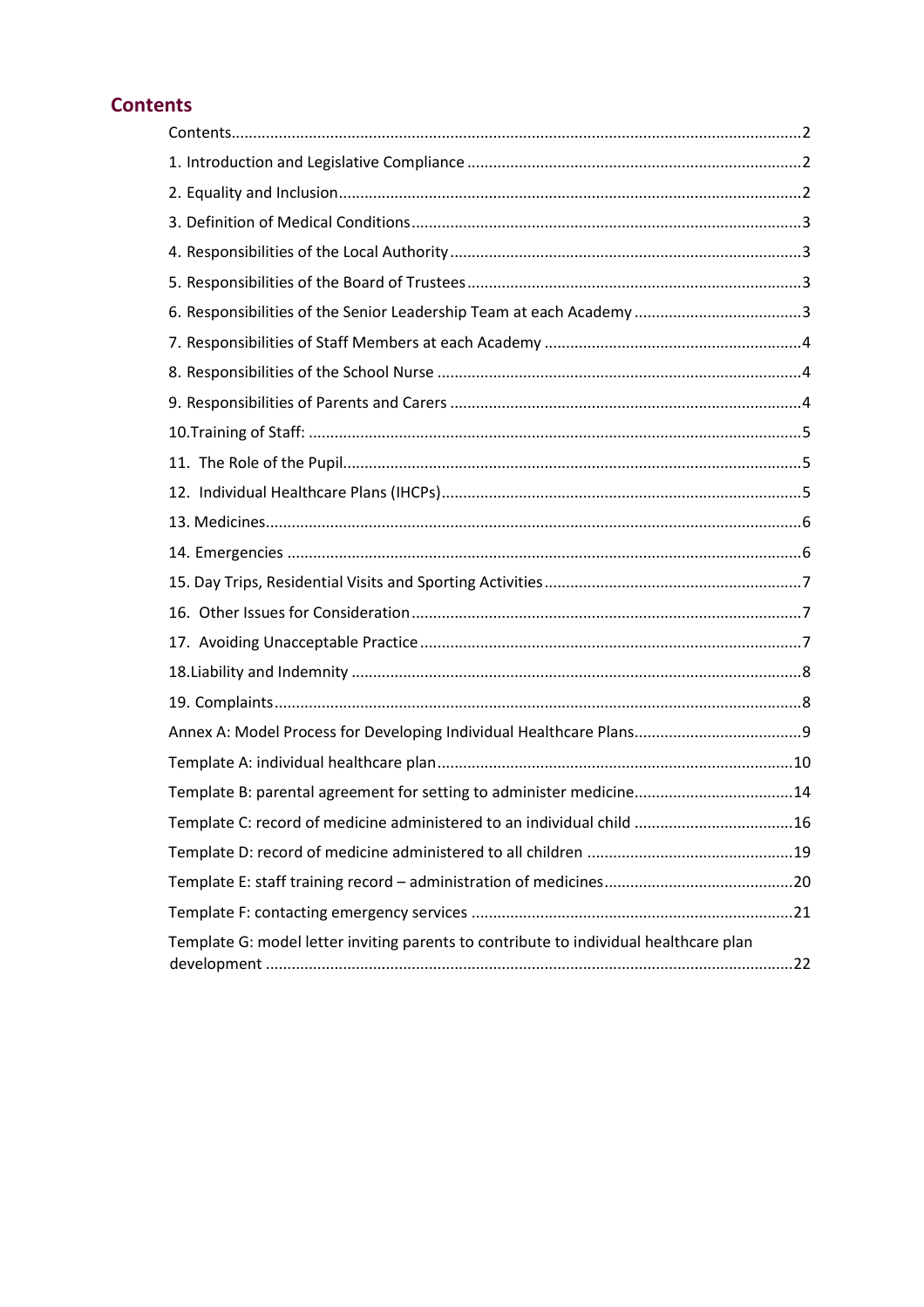## Contents

Contents ........................................................................................................................ 2

1. Introduction and Legislative Compliance ............................................................. 2

2. Equality and Inclusion ........................................................................................... 2

3. Definition of Medical Conditions ........................................................................... 3

4. Responsibilities of the Local Authority ................................................................. 3

5. Responsibilities of the Board of Trustees ............................................................. 3

6. Responsibilities of the Senior Leadership Team at each Academy ....................... 3

7. Responsibilities of Staff Members at each Academy ............................................ 4

8. Responsibilities of the School Nurse ..................................................................... 4

9. Responsibilities of Parents and Carers .................................................................. 4

10.Training of Staff: .................................................................................................. 5

11. The Role of the Pupil ........................................................................................... 5

12. Individual Healthcare Plans (IHCPs) ................................................................... 5

13. Medicines ............................................................................................................ 6

14. Emergencies ....................................................................................................... 6

15. Day Trips, Residential Visits and Sporting Activities ............................................ 7

16. Other Issues for Consideration ........................................................................... 7

17. Avoiding Unacceptable Practice ......................................................................... 7

18.Liability and Indemnity ........................................................................................ 8

19. Complaints .......................................................................................................... 8

Annex A: Model Process for Developing Individual Healthcare Plans ....................... 9

Template A: individual healthcare plan ................................................................... 10

Template B: parental agreement for setting to administer medicine ..................... 14

Template C: record of medicine administered to an individual child ..................... 16

Template D: record of medicine administered to all children ................................ 19

Template E: staff training record – administration of medicines ............................ 20

Template F: contacting emergency services ........................................................... 21

Template G: model letter inviting parents to contribute to individual healthcare plan development ........................................................................................................ 22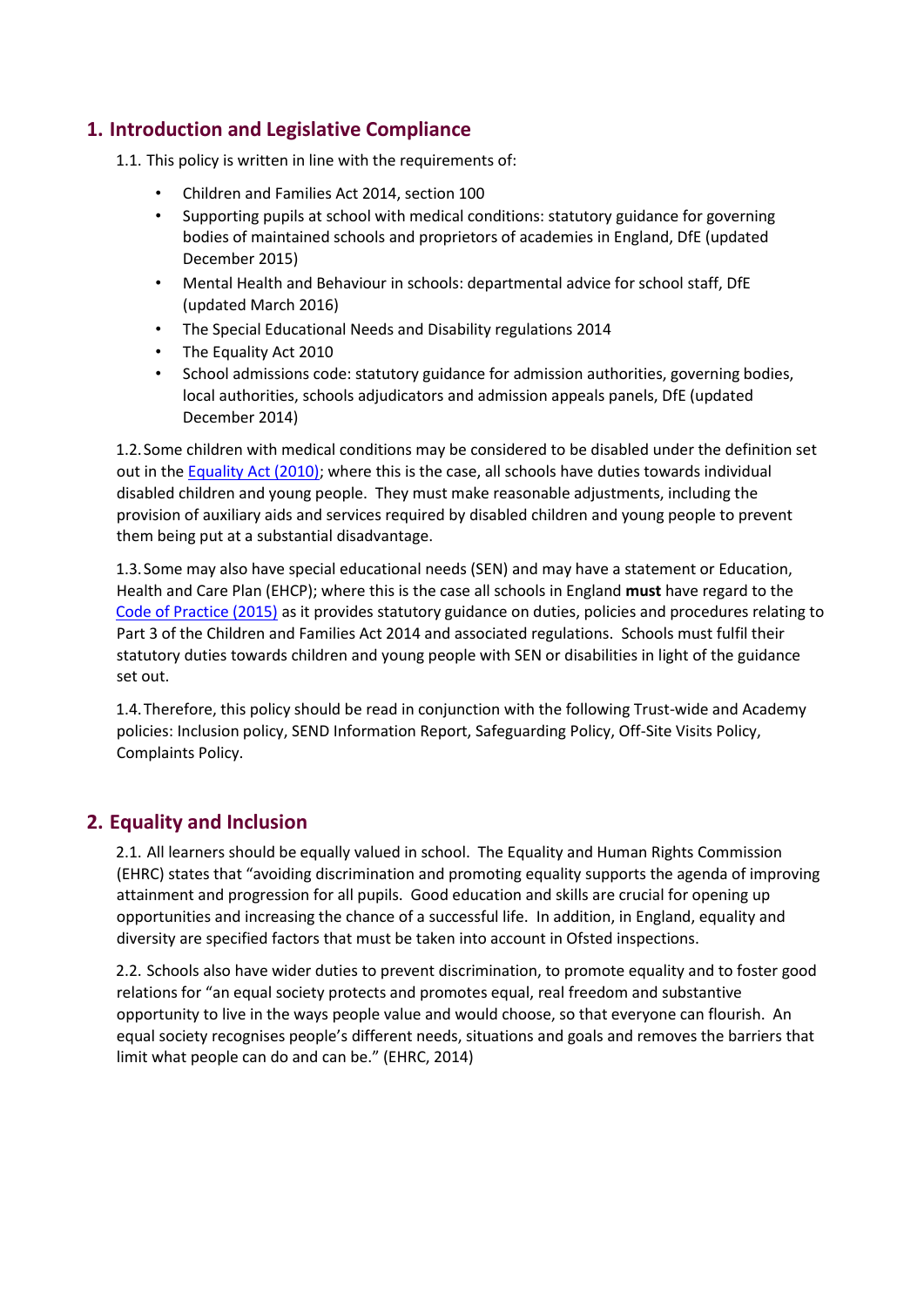## 1. Introduction and Legislative Compliance

1.1. This policy is written in line with the requirements of:

- Children and Families Act 2014, section 100
- Supporting pupils at school with medical conditions: statutory guidance for governing bodies of maintained schools and proprietors of academies in England, DfE (updated December 2015)
- Mental Health and Behaviour in schools: departmental advice for school staff, DfE (updated March 2016)
- The Special Educational Needs and Disability regulations 2014
- The Equality Act 2010
- School admissions code: statutory guidance for admission authorities, governing bodies, local authorities, schools adjudicators and admission appeals panels, DfE (updated December 2014)

1.2. Some children with medical conditions may be considered to be disabled under the definition set out in the Equality Act (2010); where this is the case, all schools have duties towards individual disabled children and young people. They must make reasonable adjustments, including the provision of auxiliary aids and services required by disabled children and young people to prevent them being put at a substantial disadvantage.

1.3. Some may also have special educational needs (SEN) and may have a statement or Education, Health and Care Plan (EHCP); where this is the case all schools in England **must** have regard to the Code of Practice (2015) as it provides statutory guidance on duties, policies and procedures relating to Part 3 of the Children and Families Act 2014 and associated regulations. Schools must fulfil their statutory duties towards children and young people with SEN or disabilities in light of the guidance set out.

1.4. Therefore, this policy should be read in conjunction with the following Trust-wide and Academy policies: Inclusion policy, SEND Information Report, Safeguarding Policy, Off-Site Visits Policy, Complaints Policy.

## 2. Equality and Inclusion

2.1. All learners should be equally valued in school. The Equality and Human Rights Commission (EHRC) states that "avoiding discrimination and promoting equality supports the agenda of improving attainment and progression for all pupils. Good education and skills are crucial for opening up opportunities and increasing the chance of a successful life. In addition, in England, equality and diversity are specified factors that must be taken into account in Ofsted inspections.

2.2. Schools also have wider duties to prevent discrimination, to promote equality and to foster good relations for "an equal society protects and promotes equal, real freedom and substantive opportunity to live in the ways people value and would choose, so that everyone can flourish. An equal society recognises people's different needs, situations and goals and removes the barriers that limit what people can do and can be." (EHRC, 2014)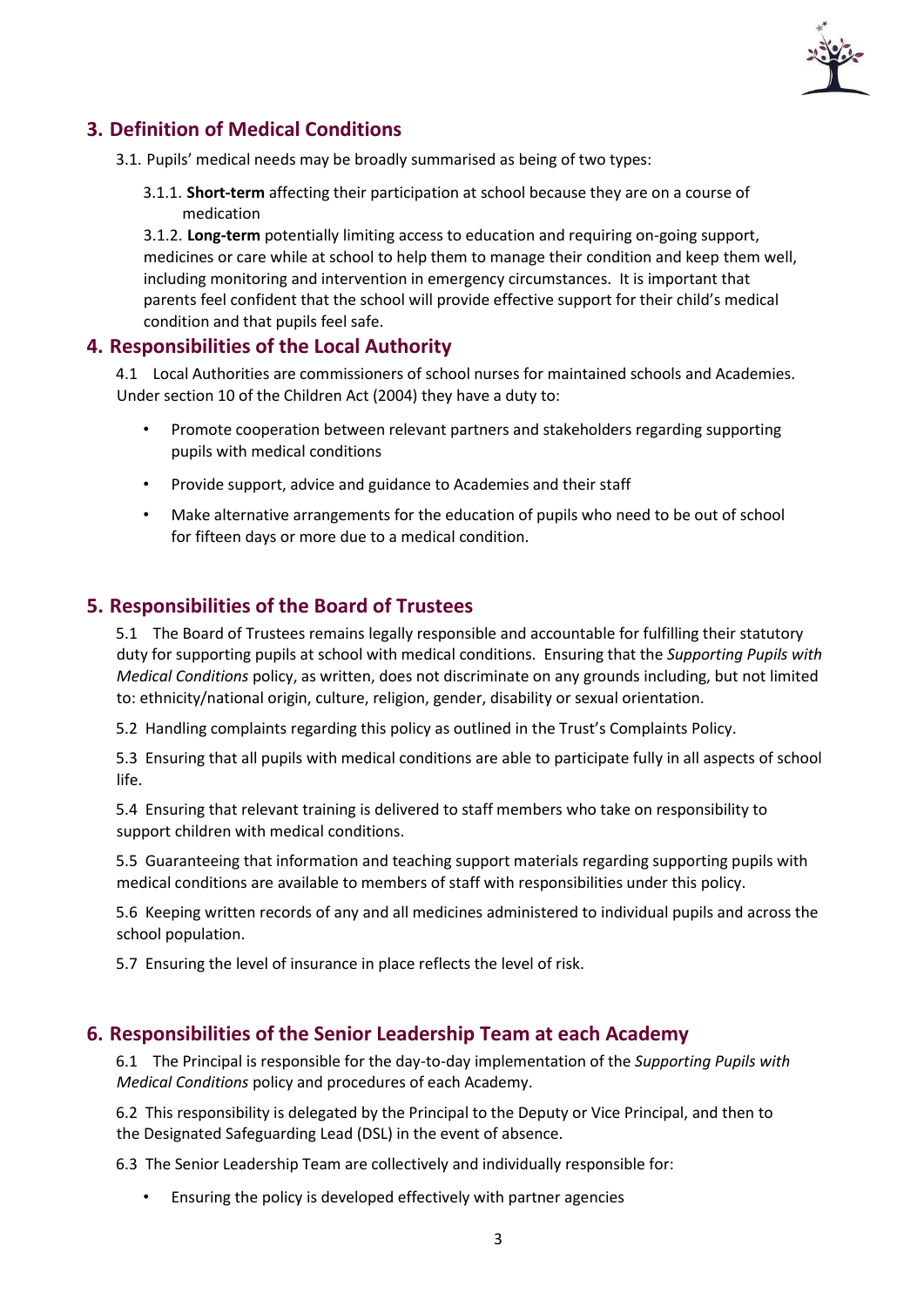## 3. Definition of Medical Conditions

3.1. Pupils' medical needs may be broadly summarised as being of two types:

3.1.1. **Short-term** affecting their participation at school because they are on a course of medication

3.1.2. **Long-term** potentially limiting access to education and requiring on-going support, medicines or care while at school to help them to manage their condition and keep them well, including monitoring and intervention in emergency circumstances. It is important that parents feel confident that the school will provide effective support for their child's medical condition and that pupils feel safe.

## 4. Responsibilities of the Local Authority

4.1 Local Authorities are commissioners of school nurses for maintained schools and Academies. Under section 10 of the Children Act (2004) they have a duty to:

- Promote cooperation between relevant partners and stakeholders regarding supporting pupils with medical conditions
- Provide support, advice and guidance to Academies and their staff
- Make alternative arrangements for the education of pupils who need to be out of school for fifteen days or more due to a medical condition.

## 5. Responsibilities of the Board of Trustees

5.1 The Board of Trustees remains legally responsible and accountable for fulfilling their statutory duty for supporting pupils at school with medical conditions. Ensuring that the *Supporting Pupils with Medical Conditions* policy, as written, does not discriminate on any grounds including, but not limited to: ethnicity/national origin, culture, religion, gender, disability or sexual orientation.

5.2 Handling complaints regarding this policy as outlined in the Trust's Complaints Policy.

5.3 Ensuring that all pupils with medical conditions are able to participate fully in all aspects of school life.

5.4 Ensuring that relevant training is delivered to staff members who take on responsibility to support children with medical conditions.

5.5 Guaranteeing that information and teaching support materials regarding supporting pupils with medical conditions are available to members of staff with responsibilities under this policy.

5.6 Keeping written records of any and all medicines administered to individual pupils and across the school population.

5.7 Ensuring the level of insurance in place reflects the level of risk.

## 6. Responsibilities of the Senior Leadership Team at each Academy

6.1 The Principal is responsible for the day-to-day implementation of the *Supporting Pupils with Medical Conditions* policy and procedures of each Academy.

6.2 This responsibility is delegated by the Principal to the Deputy or Vice Principal, and then to the Designated Safeguarding Lead (DSL) in the event of absence.

6.3 The Senior Leadership Team are collectively and individually responsible for:

- Ensuring the policy is developed effectively with partner agencies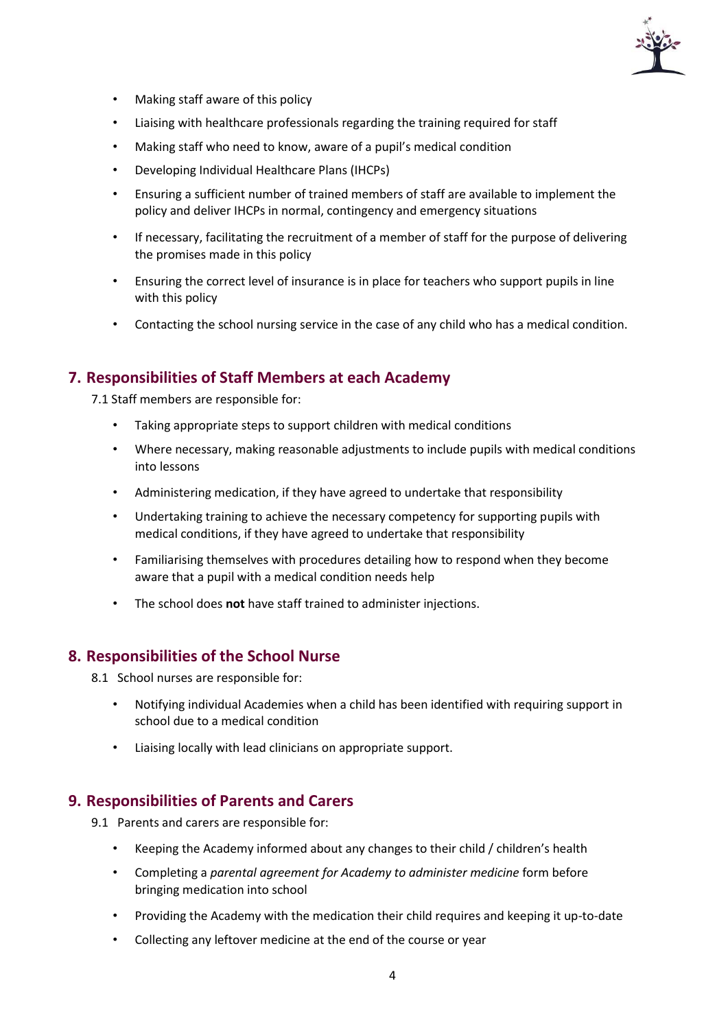- Making staff aware of this policy
- Liaising with healthcare professionals regarding the training required for staff
- Making staff who need to know, aware of a pupil's medical condition
- Developing Individual Healthcare Plans (IHCPs)
- Ensuring a sufficient number of trained members of staff are available to implement the policy and deliver IHCPs in normal, contingency and emergency situations
- If necessary, facilitating the recruitment of a member of staff for the purpose of delivering the promises made in this policy
- Ensuring the correct level of insurance is in place for teachers who support pupils in line with this policy
- Contacting the school nursing service in the case of any child who has a medical condition.

## 7. Responsibilities of Staff Members at each Academy

7.1 Staff members are responsible for:

- Taking appropriate steps to support children with medical conditions
- Where necessary, making reasonable adjustments to include pupils with medical conditions into lessons
- Administering medication, if they have agreed to undertake that responsibility
- Undertaking training to achieve the necessary competency for supporting pupils with medical conditions, if they have agreed to undertake that responsibility
- Familiarising themselves with procedures detailing how to respond when they become aware that a pupil with a medical condition needs help
- The school does **not** have staff trained to administer injections.

## 8. Responsibilities of the School Nurse

8.1 School nurses are responsible for:

- Notifying individual Academies when a child has been identified with requiring support in school due to a medical condition
- Liaising locally with lead clinicians on appropriate support.

## 9. Responsibilities of Parents and Carers

9.1 Parents and carers are responsible for:

- Keeping the Academy informed about any changes to their child / children's health
- Completing a *parental agreement for Academy to administer medicine* form before bringing medication into school
- Providing the Academy with the medication their child requires and keeping it up-to-date
- Collecting any leftover medicine at the end of the course or year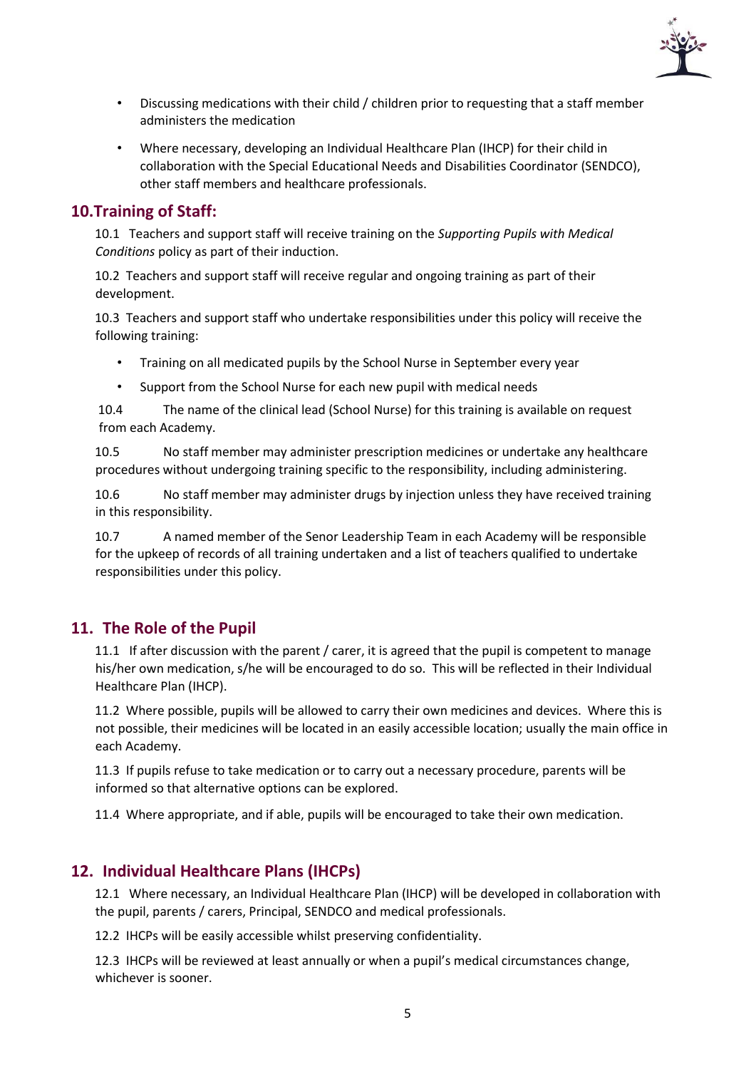- Discussing medications with their child / children prior to requesting that a staff member administers the medication
- Where necessary, developing an Individual Healthcare Plan (IHCP) for their child in collaboration with the Special Educational Needs and Disabilities Coordinator (SENDCO), other staff members and healthcare professionals.

## 10. Training of Staff:

10.1 Teachers and support staff will receive training on the *Supporting Pupils with Medical Conditions* policy as part of their induction.

10.2 Teachers and support staff will receive regular and ongoing training as part of their development.

10.3 Teachers and support staff who undertake responsibilities under this policy will receive the following training:

- Training on all medicated pupils by the School Nurse in September every year
- Support from the School Nurse for each new pupil with medical needs

10.4 The name of the clinical lead (School Nurse) for this training is available on request from each Academy.

10.5 No staff member may administer prescription medicines or undertake any healthcare procedures without undergoing training specific to the responsibility, including administering.

10.6 No staff member may administer drugs by injection unless they have received training in this responsibility.

10.7 A named member of the Senor Leadership Team in each Academy will be responsible for the upkeep of records of all training undertaken and a list of teachers qualified to undertake responsibilities under this policy.

## 11. The Role of the Pupil

11.1 If after discussion with the parent / carer, it is agreed that the pupil is competent to manage his/her own medication, s/he will be encouraged to do so. This will be reflected in their Individual Healthcare Plan (IHCP).

11.2 Where possible, pupils will be allowed to carry their own medicines and devices. Where this is not possible, their medicines will be located in an easily accessible location; usually the main office in each Academy.

11.3 If pupils refuse to take medication or to carry out a necessary procedure, parents will be informed so that alternative options can be explored.

11.4 Where appropriate, and if able, pupils will be encouraged to take their own medication.

## 12. Individual Healthcare Plans (IHCPs)

12.1 Where necessary, an Individual Healthcare Plan (IHCP) will be developed in collaboration with the pupil, parents / carers, Principal, SENDCO and medical professionals.

12.2 IHCPs will be easily accessible whilst preserving confidentiality.

12.3 IHCPs will be reviewed at least annually or when a pupil's medical circumstances change, whichever is sooner.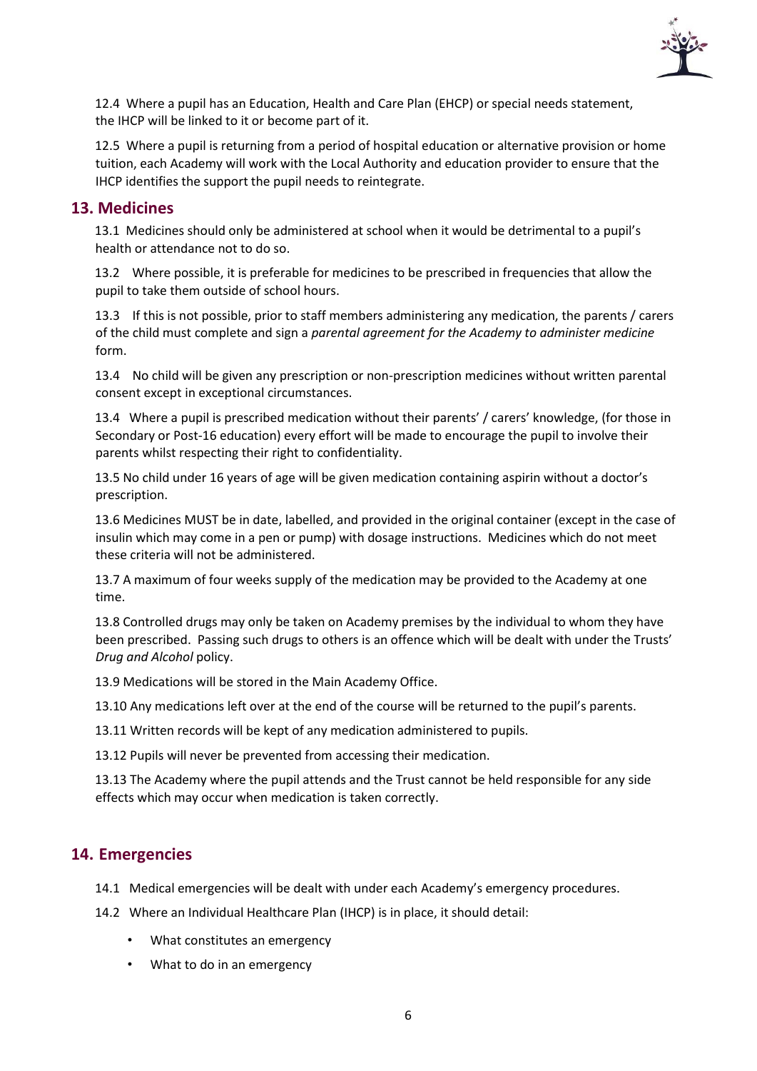12.4 Where a pupil has an Education, Health and Care Plan (EHCP) or special needs statement, the IHCP will be linked to it or become part of it.

12.5 Where a pupil is returning from a period of hospital education or alternative provision or home tuition, each Academy will work with the Local Authority and education provider to ensure that the IHCP identifies the support the pupil needs to reintegrate.

## 13. Medicines

13.1 Medicines should only be administered at school when it would be detrimental to a pupil's health or attendance not to do so.

13.2 Where possible, it is preferable for medicines to be prescribed in frequencies that allow the pupil to take them outside of school hours.

13.3 If this is not possible, prior to staff members administering any medication, the parents / carers of the child must complete and sign a *parental agreement for the Academy to administer medicine* form.

13.4 No child will be given any prescription or non-prescription medicines without written parental consent except in exceptional circumstances.

13.4 Where a pupil is prescribed medication without their parents' / carers' knowledge, (for those in Secondary or Post-16 education) every effort will be made to encourage the pupil to involve their parents whilst respecting their right to confidentiality.

13.5 No child under 16 years of age will be given medication containing aspirin without a doctor's prescription.

13.6 Medicines MUST be in date, labelled, and provided in the original container (except in the case of insulin which may come in a pen or pump) with dosage instructions. Medicines which do not meet these criteria will not be administered.

13.7 A maximum of four weeks supply of the medication may be provided to the Academy at one time.

13.8 Controlled drugs may only be taken on Academy premises by the individual to whom they have been prescribed. Passing such drugs to others is an offence which will be dealt with under the Trusts' *Drug and Alcohol* policy.

13.9 Medications will be stored in the Main Academy Office.

13.10 Any medications left over at the end of the course will be returned to the pupil's parents.

13.11 Written records will be kept of any medication administered to pupils.

13.12 Pupils will never be prevented from accessing their medication.

13.13 The Academy where the pupil attends and the Trust cannot be held responsible for any side effects which may occur when medication is taken correctly.

## 14. Emergencies

14.1 Medical emergencies will be dealt with under each Academy's emergency procedures.

14.2 Where an Individual Healthcare Plan (IHCP) is in place, it should detail:

- What constitutes an emergency
- What to do in an emergency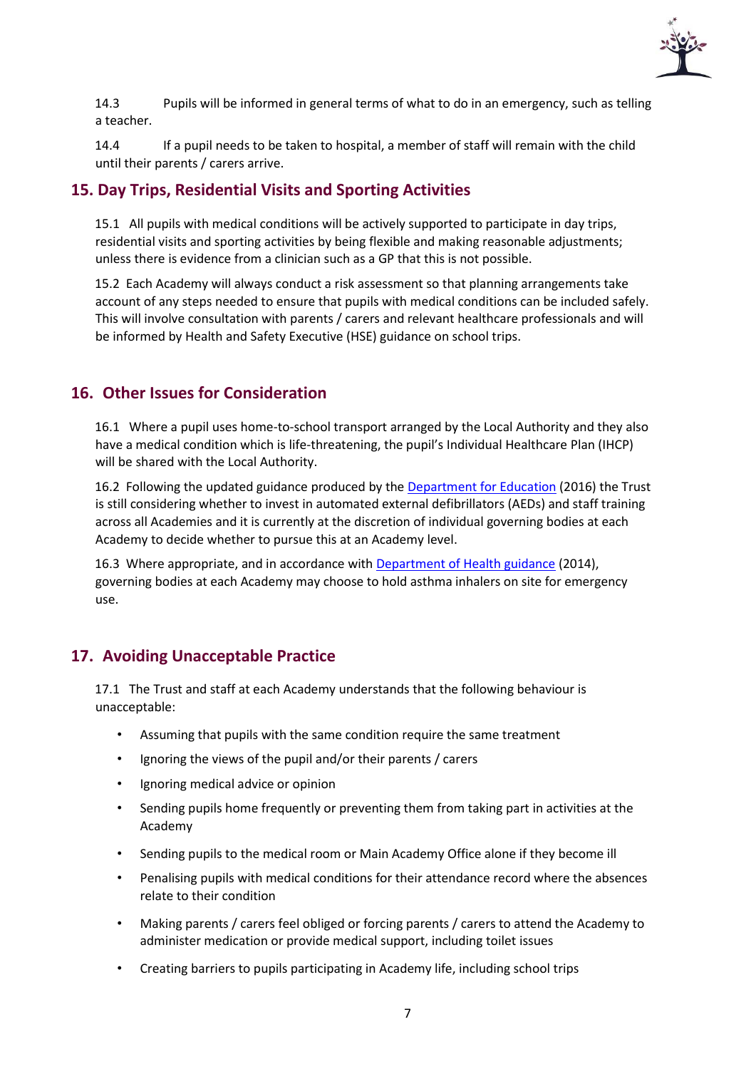14.3 Pupils will be informed in general terms of what to do in an emergency, such as telling a teacher.

14.4 If a pupil needs to be taken to hospital, a member of staff will remain with the child until their parents / carers arrive.

## 15. Day Trips, Residential Visits and Sporting Activities

15.1 All pupils with medical conditions will be actively supported to participate in day trips, residential visits and sporting activities by being flexible and making reasonable adjustments; unless there is evidence from a clinician such as a GP that this is not possible.

15.2 Each Academy will always conduct a risk assessment so that planning arrangements take account of any steps needed to ensure that pupils with medical conditions can be included safely. This will involve consultation with parents / carers and relevant healthcare professionals and will be informed by Health and Safety Executive (HSE) guidance on school trips.

## 16. Other Issues for Consideration

16.1 Where a pupil uses home-to-school transport arranged by the Local Authority and they also have a medical condition which is life-threatening, the pupil's Individual Healthcare Plan (IHCP) will be shared with the Local Authority.

16.2 Following the updated guidance produced by the Department for Education (2016) the Trust is still considering whether to invest in automated external defibrillators (AEDs) and staff training across all Academies and it is currently at the discretion of individual governing bodies at each Academy to decide whether to pursue this at an Academy level.

16.3 Where appropriate, and in accordance with Department of Health guidance (2014), governing bodies at each Academy may choose to hold asthma inhalers on site for emergency use.

## 17. Avoiding Unacceptable Practice

17.1 The Trust and staff at each Academy understands that the following behaviour is unacceptable:

- Assuming that pupils with the same condition require the same treatment
- Ignoring the views of the pupil and/or their parents / carers
- Ignoring medical advice or opinion
- Sending pupils home frequently or preventing them from taking part in activities at the Academy
- Sending pupils to the medical room or Main Academy Office alone if they become ill
- Penalising pupils with medical conditions for their attendance record where the absences relate to their condition
- Making parents / carers feel obliged or forcing parents / carers to attend the Academy to administer medication or provide medical support, including toilet issues
- Creating barriers to pupils participating in Academy life, including school trips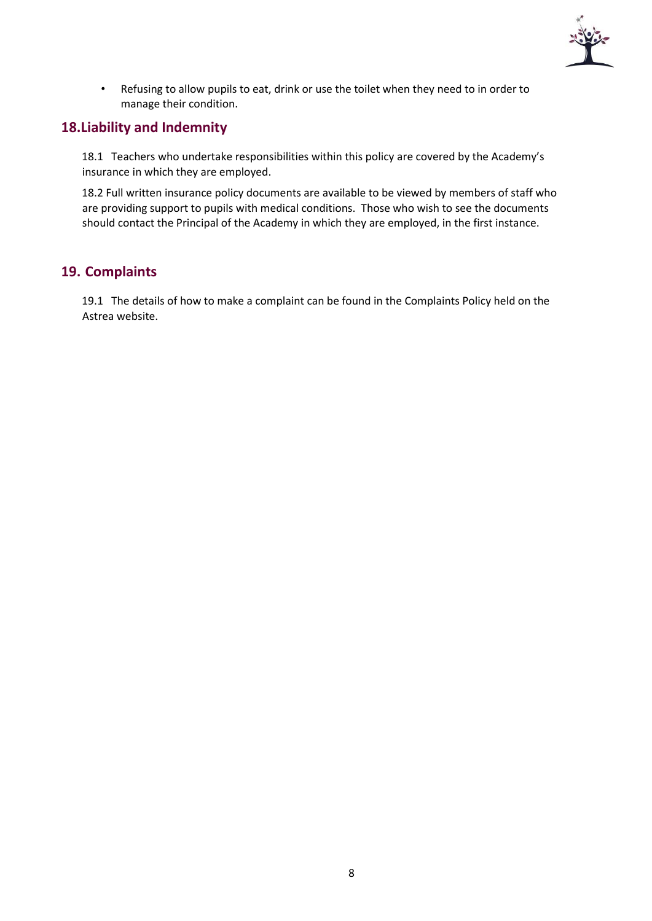- Refusing to allow pupils to eat, drink or use the toilet when they need to in order to manage their condition.

## 18. Liability and Indemnity

18.1 Teachers who undertake responsibilities within this policy are covered by the Academy's insurance in which they are employed.

18.2 Full written insurance policy documents are available to be viewed by members of staff who are providing support to pupils with medical conditions. Those who wish to see the documents should contact the Principal of the Academy in which they are employed, in the first instance.

## 19. Complaints

19.1 The details of how to make a complaint can be found in the Complaints Policy held on the Astrea website.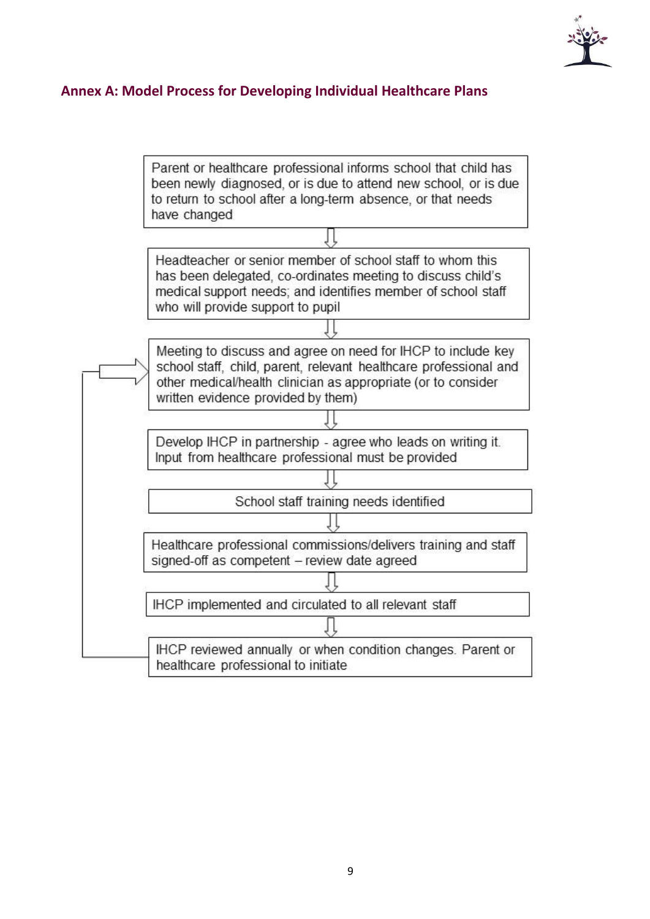## Annex A: Model Process for Developing Individual Healthcare Plans

Parent or healthcare professional informs school that child has been newly diagnosed, or is due to attend new school, or is due to return to school after a long-term absence, or that needs have changed

⇓

Headteacher or senior member of school staff to whom this has been delegated, co-ordinates meeting to discuss child's medical support needs; and identifies member of school staff who will provide support to pupil

⇓

Meeting to discuss and agree on need for IHCP to include key school staff, child, parent, relevant healthcare professional and other medical/health clinician as appropriate (or to consider written evidence provided by them)

⇓

Develop IHCP in partnership - agree who leads on writing it. Input from healthcare professional must be provided

⇓

School staff training needs identified

⇓

Healthcare professional commissions/delivers training and staff signed-off as competent – review date agreed

⇓

IHCP implemented and circulated to all relevant staff

⇓

IHCP reviewed annually or when condition changes. Parent or healthcare professional to initiate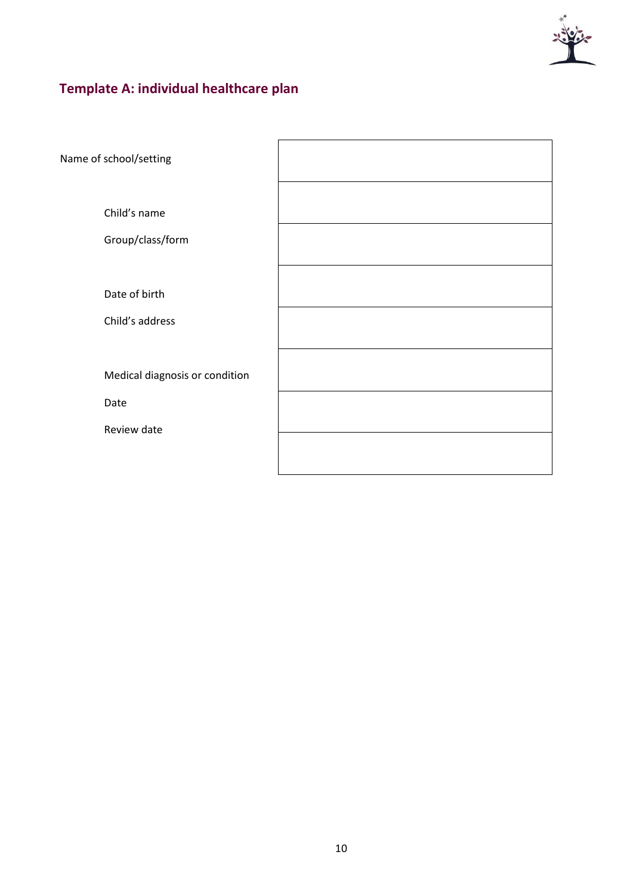## Template A: individual healthcare plan

| | |
|---|---|
| Name of school/setting | |
| Child's name | |
| Group/class/form | |
| Date of birth | |
| Child's address | |
| Medical diagnosis or condition | |
| Date | |
| Review date | |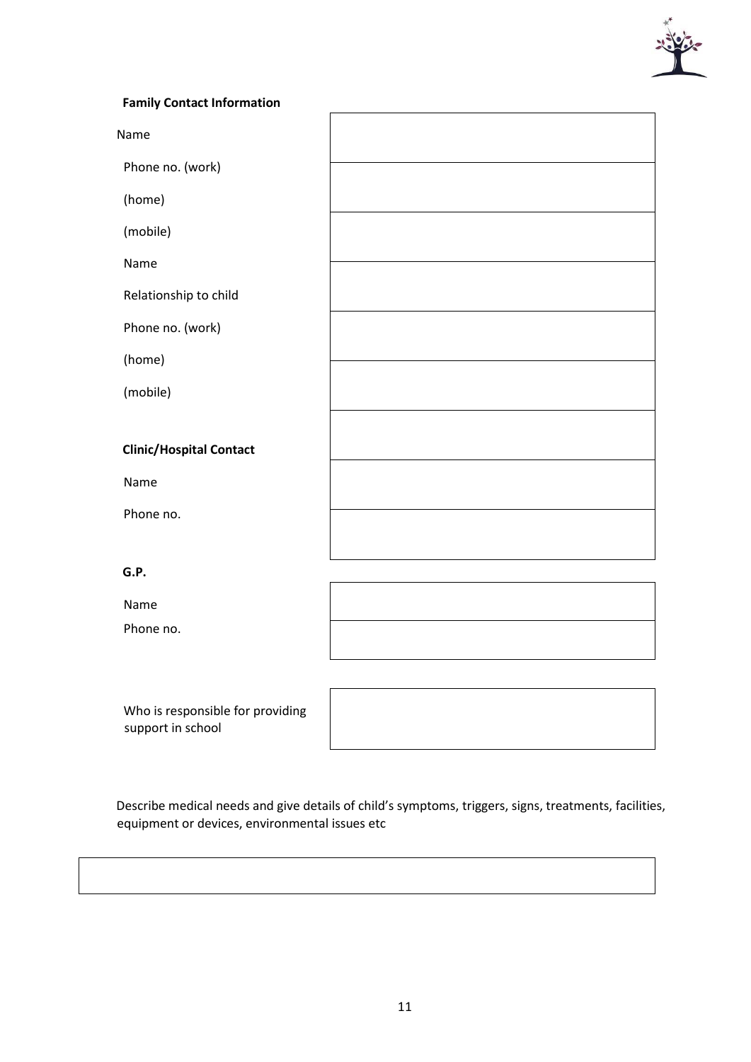**Family Contact Information**

| | |
|---|---|
| Name | |
| Phone no. (work) | |
| (home) | |
| (mobile) | |
| Name | |
| Relationship to child | |
| Phone no. (work) | |
| (home) | |
| (mobile) | |

**Clinic/Hospital Contact**

| | |
|---|---|
| Name | |
| Phone no. | |

**G.P.**

| | |
|---|---|
| Name | |
| Phone no. | |

| | |
|---|---|
| Who is responsible for providing support in school | |

Describe medical needs and give details of child's symptoms, triggers, signs, treatments, facilities, equipment or devices, environmental issues etc

| |
|---|
| |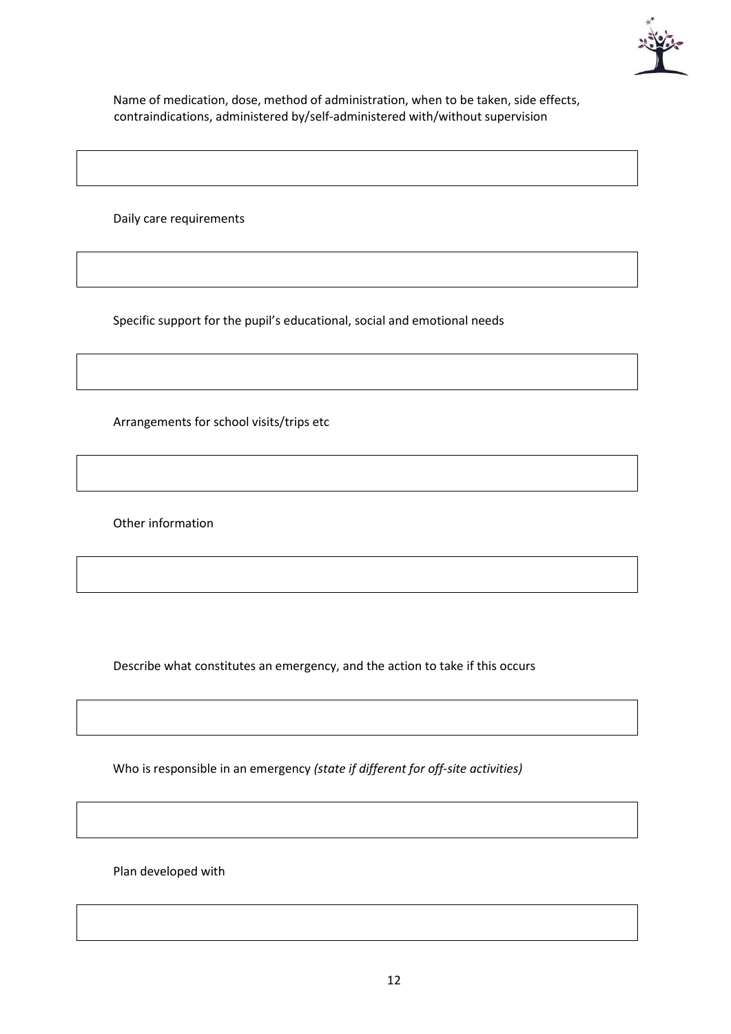Name of medication, dose, method of administration, when to be taken, side effects, contraindications, administered by/self-administered with/without supervision

| |
|---|
| |

Daily care requirements

| |
|---|
| |

Specific support for the pupil's educational, social and emotional needs

| |
|---|
| |

Arrangements for school visits/trips etc

| |
|---|
| |

Other information

| |
|---|
| |

Describe what constitutes an emergency, and the action to take if this occurs

| |
|---|
| |

Who is responsible in an emergency *(state if different for off-site activities)*

| |
|---|
| |

Plan developed with

| |
|---|
| |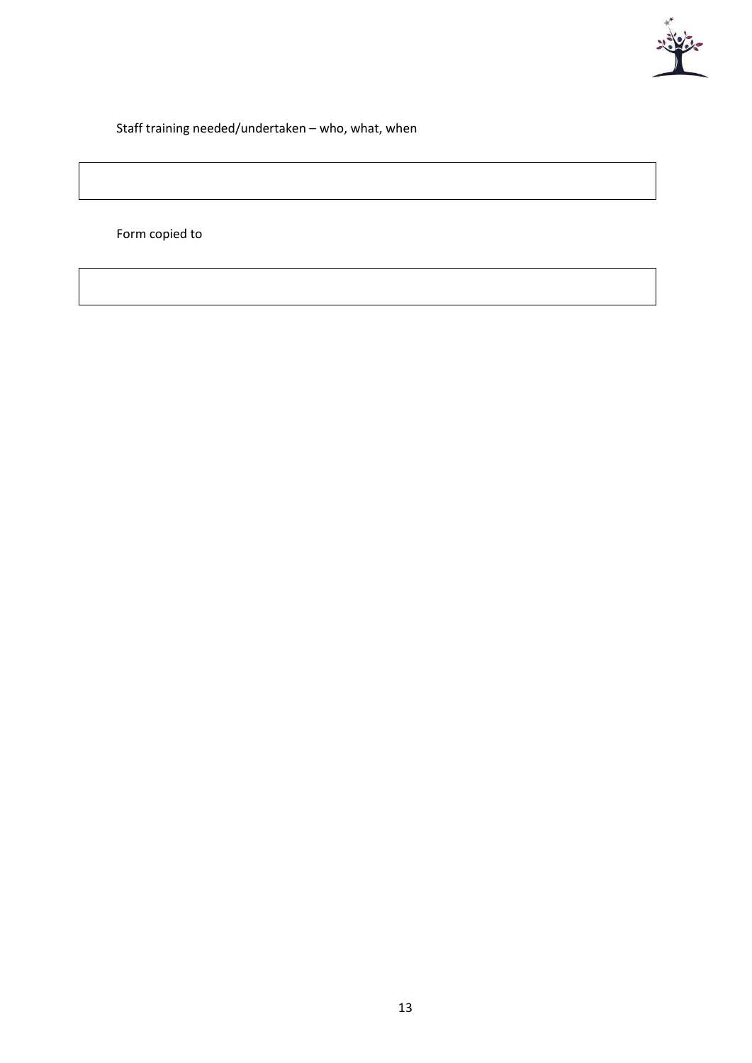Staff training needed/undertaken – who, what, when

| |
|---|
| |

Form copied to

| |
|---|
| |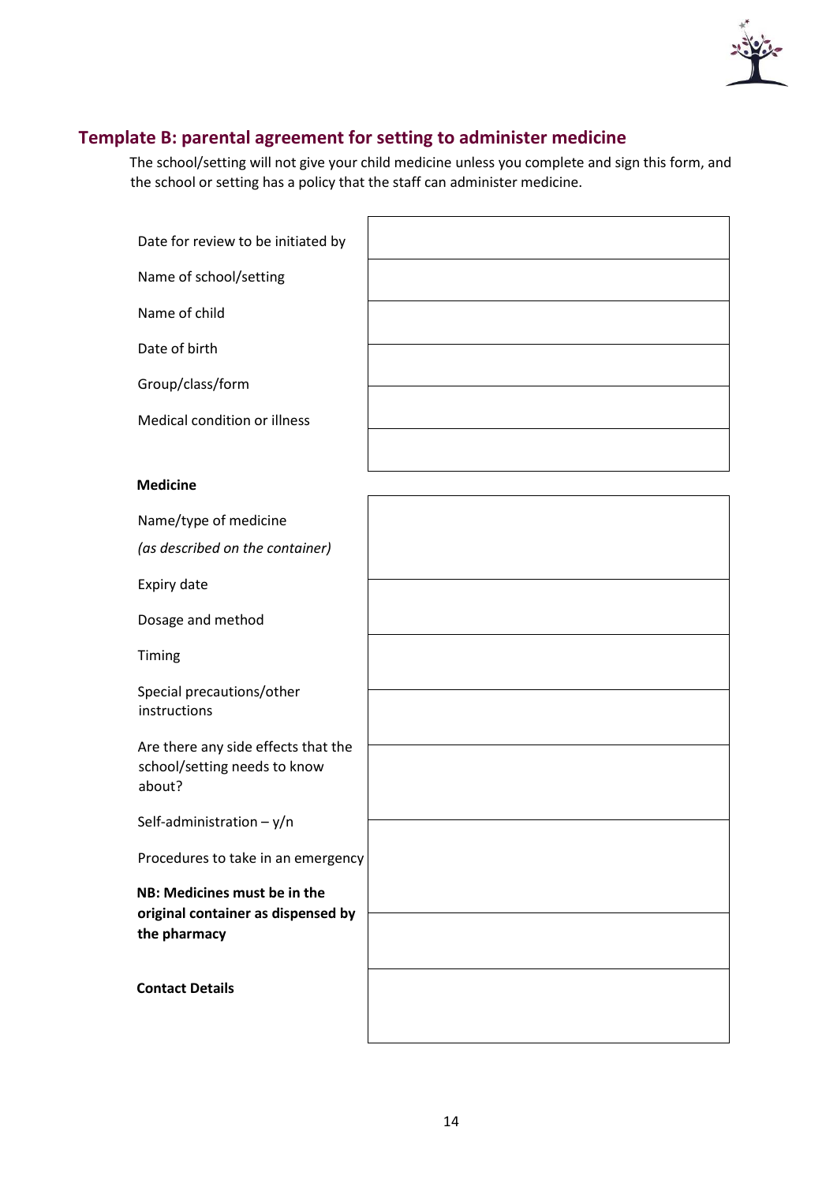## Template B: parental agreement for setting to administer medicine

The school/setting will not give your child medicine unless you complete and sign this form, and the school or setting has a policy that the staff can administer medicine.

| | |
|---|---|
| Date for review to be initiated by | |
| Name of school/setting | |
| Name of child | |
| Date of birth | |
| Group/class/form | |
| Medical condition or illness | |

**Medicine**

| | |
|---|---|
| Name/type of medicine<br>*(as described on the container)* | |
| Expiry date | |
| Dosage and method | |
| Timing | |
| Special precautions/other instructions | |
| Are there any side effects that the school/setting needs to know about? | |
| Self-administration – y/n | |
| Procedures to take in an emergency | |

**NB: Medicines must be in the original container as dispensed by the pharmacy**

| | |
|---|---|
| **Contact Details** | |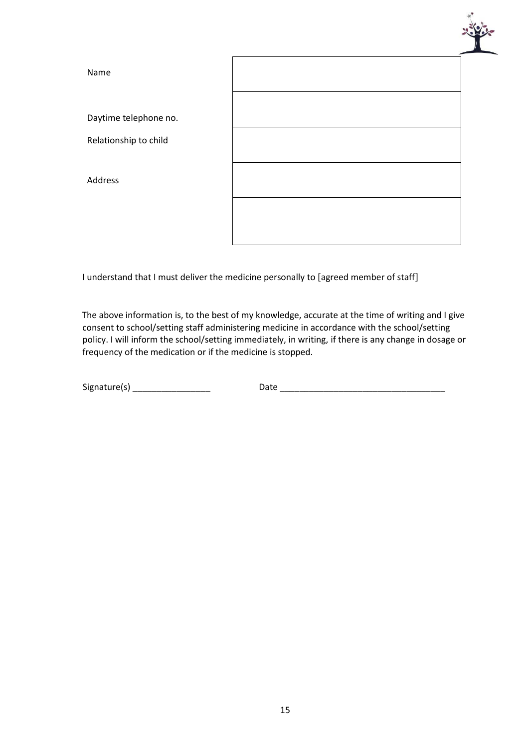| | |
|---|---|
| Name | |
| Daytime telephone no. | |
| Relationship to child | |
| Address | |
| | |

I understand that I must deliver the medicine personally to [agreed member of staff]

The above information is, to the best of my knowledge, accurate at the time of writing and I give consent to school/setting staff administering medicine in accordance with the school/setting policy. I will inform the school/setting immediately, in writing, if there is any change in dosage or frequency of the medication or if the medicine is stopped.

Signature(s) ________________ Date __________________________________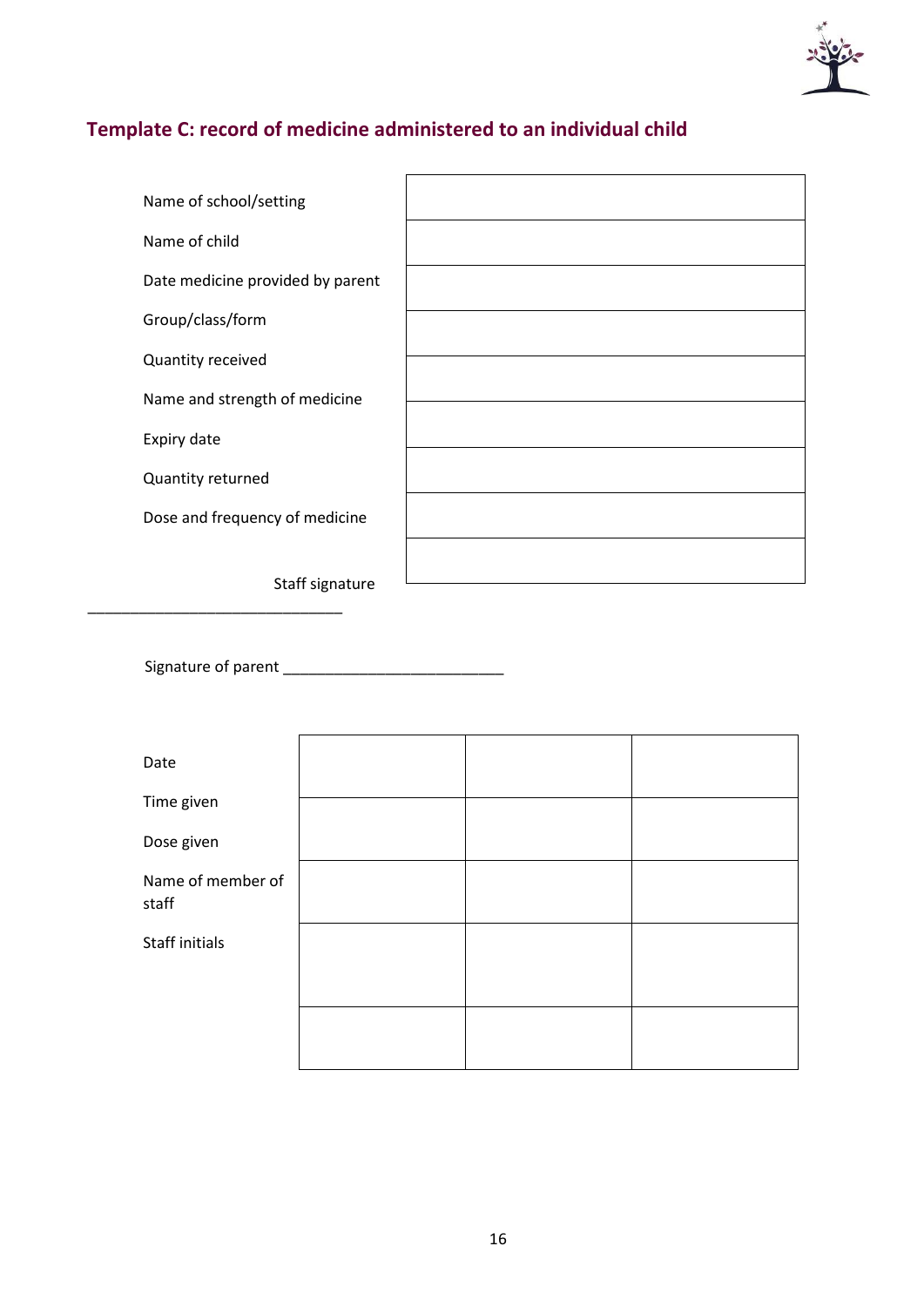## Template C: record of medicine administered to an individual child

| | |
|---|---|
| Name of school/setting | |
| Name of child | |
| Date medicine provided by parent | |
| Group/class/form | |
| Quantity received | |
| Name and strength of medicine | |
| Expiry date | |
| Quantity returned | |
| Dose and frequency of medicine | |
| | |

Staff signature ______________________________

Signature of parent __________________________

| | | | |
|---|---|---|---|
| Date | | | |
| Time given | | | |
| Dose given | | | |
| Name of member of staff | | | |
| Staff initials | | | |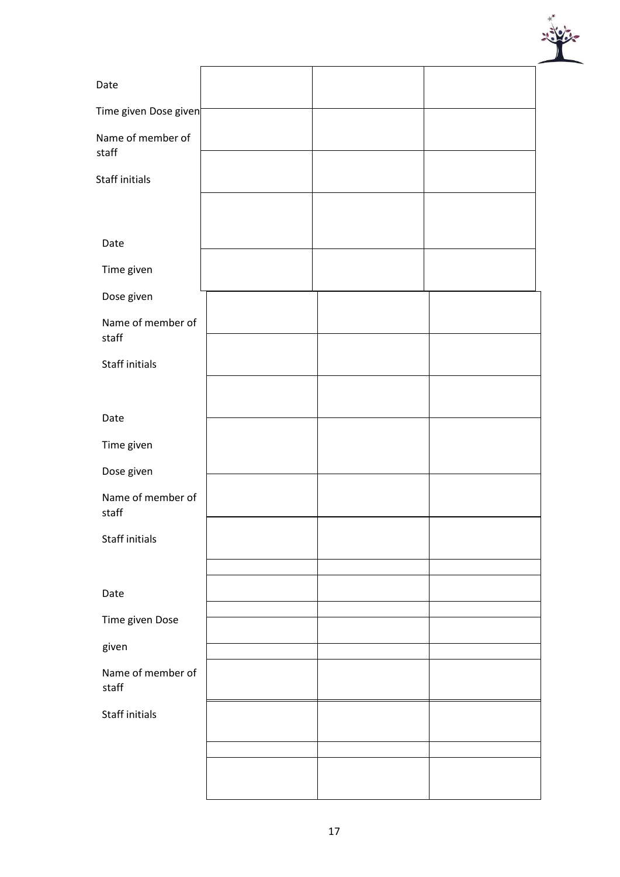| Date | | | |
|---|---|---|---|
| Time given Dose given | | | |
| Name of member of staff | | | |
| Staff initials | | | |

| Date | | | |
|---|---|---|---|
| Time given | | | |
| Dose given | | | |
| Name of member of staff | | | |
| Staff initials | | | |

| Date | | | |
|---|---|---|---|
| Time given | | | |
| Dose given | | | |
| Name of member of staff | | | |
| Staff initials | | | |

| Date | | | |
|---|---|---|---|
| Time given Dose given | | | |
| Name of member of staff | | | |
| Staff initials | | | |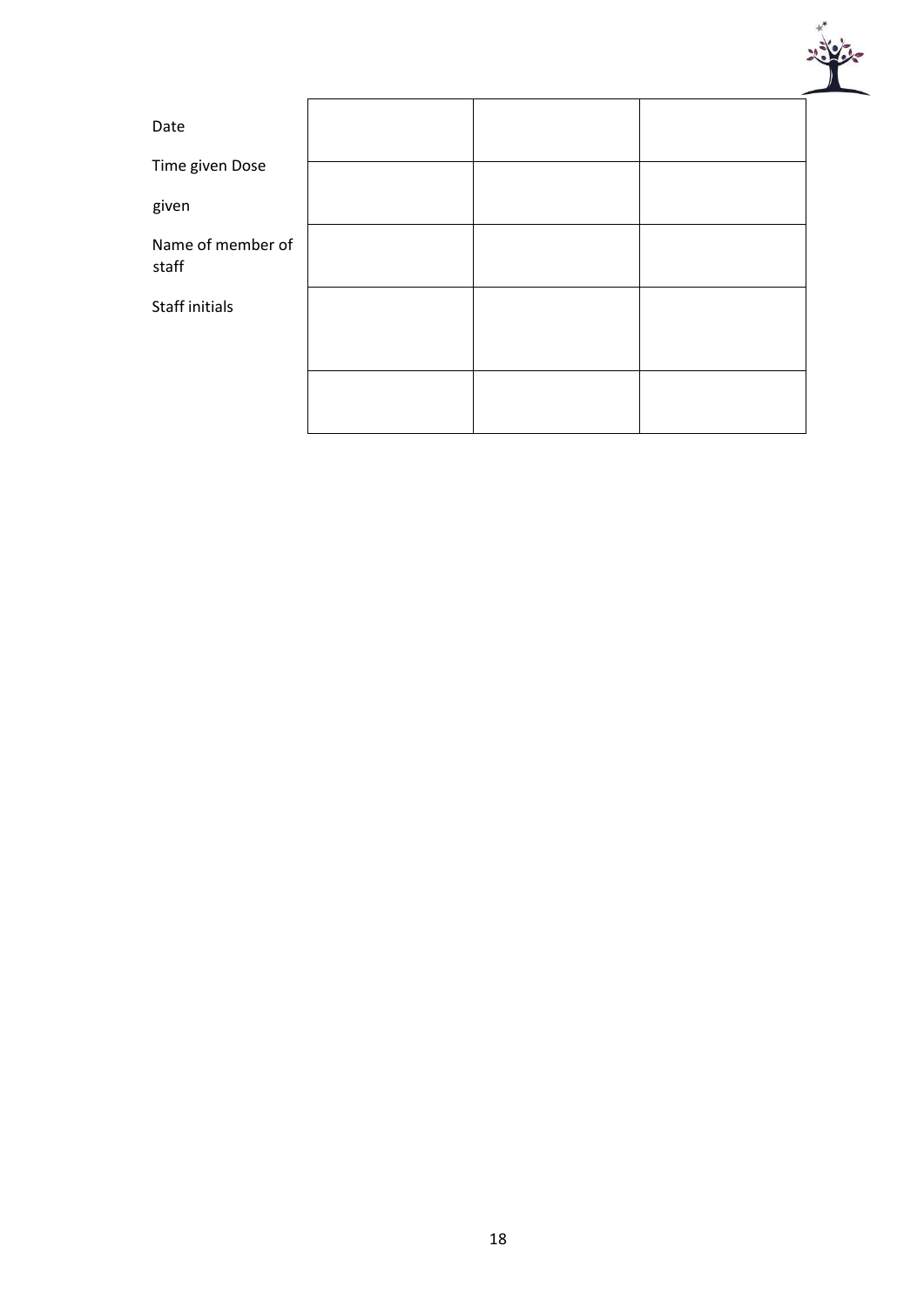| | | | |
|---|---|---|---|
| Date | | | |
| Time given Dose given | | | |
| Name of member of staff | | | |
| Staff initials | | | |
| | | | |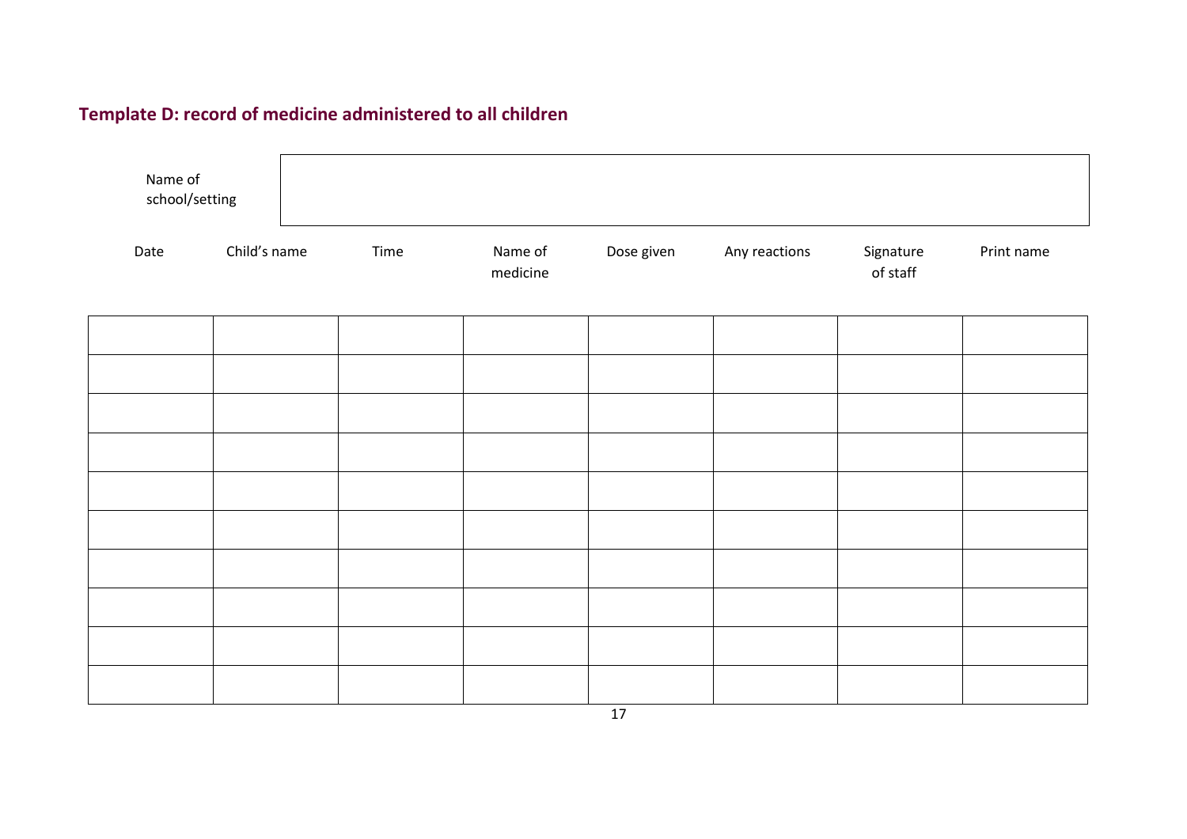## Template D: record of medicine administered to all children

| Name of school/setting | |
|---|---|

| Date | Child's name | Time | Name of medicine | Dose given | Any reactions | Signature of staff | Print name |
|---|---|---|---|---|---|---|---|
| | | | | | | | |
| | | | | | | | |
| | | | | | | | |
| | | | | | | | |
| | | | | | | | |
| | | | | | | | |
| | | | | | | | |
| | | | | | | | |
| | | | | | | | |
| | | | | | | | |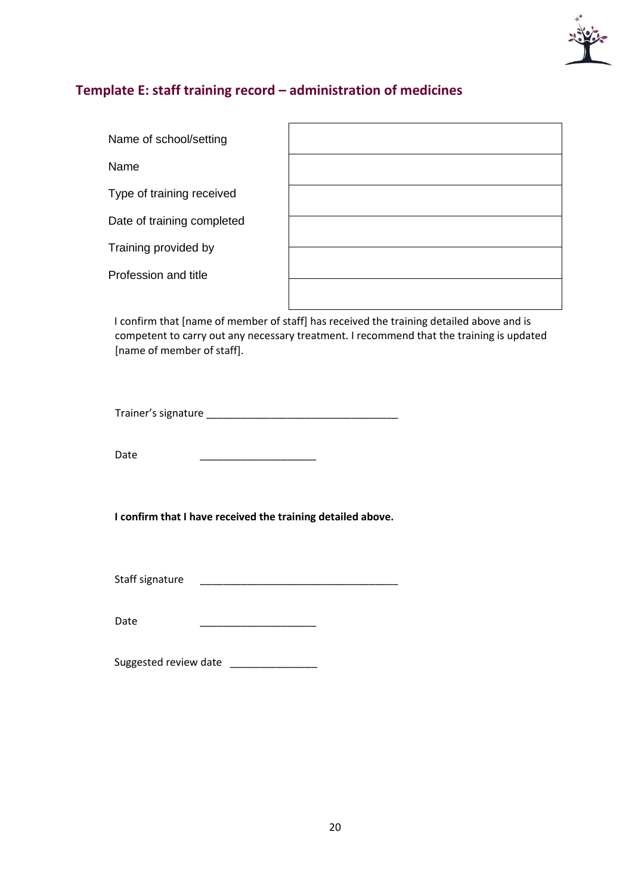## Template E: staff training record – administration of medicines

| | |
|---|---|
| Name of school/setting | |
| Name | |
| Type of training received | |
| Date of training completed | |
| Training provided by | |
| Profession and title | |

I confirm that [name of member of staff] has received the training detailed above and is competent to carry out any necessary treatment. I recommend that the training is updated [name of member of staff].

Trainer's signature ___________________________________

Date ______________________

**I confirm that I have received the training detailed above.**

Staff signature ___________________________________

Date ______________________

Suggested review date ________________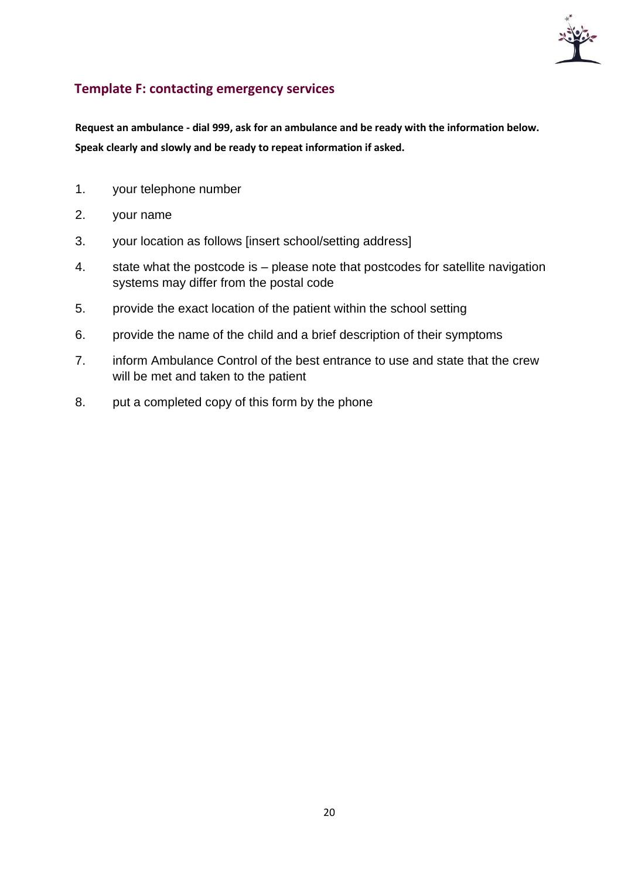## Template F: contacting emergency services

**Request an ambulance - dial 999, ask for an ambulance and be ready with the information below. Speak clearly and slowly and be ready to repeat information if asked.**

1. your telephone number
2. your name
3. your location as follows [insert school/setting address]
4. state what the postcode is – please note that postcodes for satellite navigation systems may differ from the postal code
5. provide the exact location of the patient within the school setting
6. provide the name of the child and a brief description of their symptoms
7. inform Ambulance Control of the best entrance to use and state that the crew will be met and taken to the patient
8. put a completed copy of this form by the phone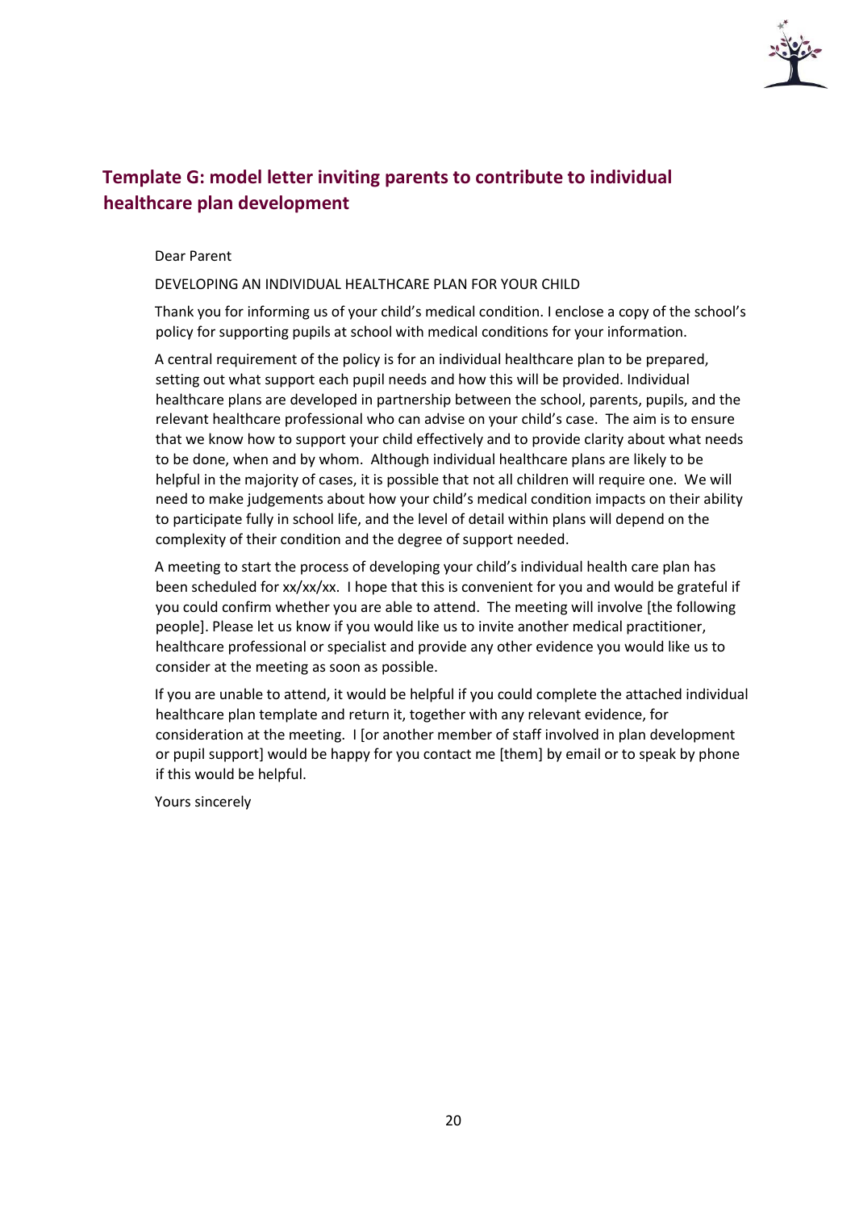## Template G: model letter inviting parents to contribute to individual healthcare plan development

Dear Parent

DEVELOPING AN INDIVIDUAL HEALTHCARE PLAN FOR YOUR CHILD

Thank you for informing us of your child's medical condition. I enclose a copy of the school's policy for supporting pupils at school with medical conditions for your information.

A central requirement of the policy is for an individual healthcare plan to be prepared, setting out what support each pupil needs and how this will be provided. Individual healthcare plans are developed in partnership between the school, parents, pupils, and the relevant healthcare professional who can advise on your child's case. The aim is to ensure that we know how to support your child effectively and to provide clarity about what needs to be done, when and by whom. Although individual healthcare plans are likely to be helpful in the majority of cases, it is possible that not all children will require one. We will need to make judgements about how your child's medical condition impacts on their ability to participate fully in school life, and the level of detail within plans will depend on the complexity of their condition and the degree of support needed.

A meeting to start the process of developing your child's individual health care plan has been scheduled for xx/xx/xx. I hope that this is convenient for you and would be grateful if you could confirm whether you are able to attend. The meeting will involve [the following people]. Please let us know if you would like us to invite another medical practitioner, healthcare professional or specialist and provide any other evidence you would like us to consider at the meeting as soon as possible.

If you are unable to attend, it would be helpful if you could complete the attached individual healthcare plan template and return it, together with any relevant evidence, for consideration at the meeting. I [or another member of staff involved in plan development or pupil support] would be happy for you contact me [them] by email or to speak by phone if this would be helpful.

Yours sincerely